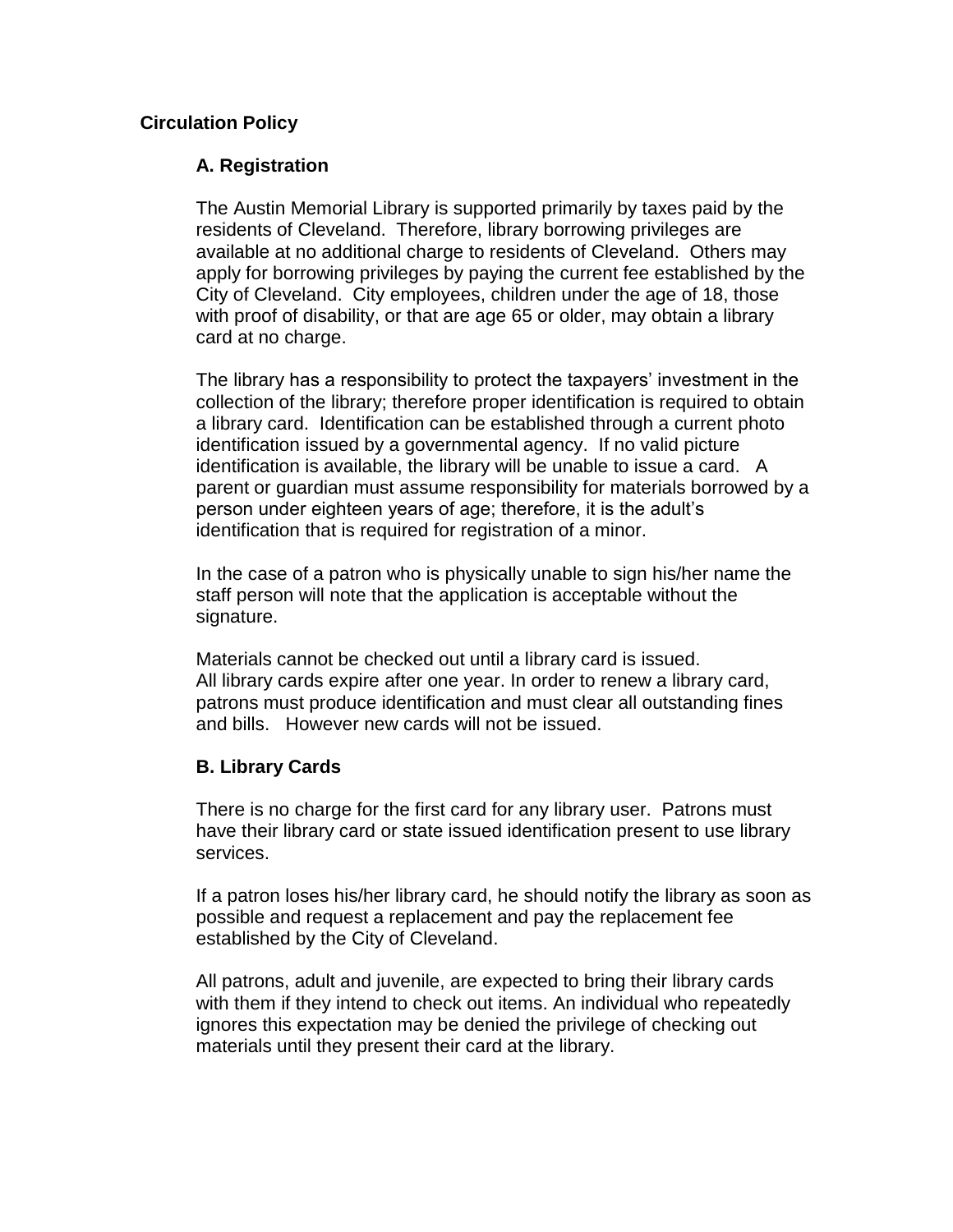# Circulation Policy

## A. Registration

The Austin Memorial Library is supported primarily by taxes paid by the residents of Cleveland. Therefore, library borrowing privileges are available at no additional charge to residents of Cleveland. Others may apply for borrowing privileges by paying the current fee established by the City of Cleveland. City employees, children under the age of 18, those with proof of disability, or that are age 65 or older, may obtain a library card at no charge.

The library has a responsibility to protect the taxpayers' investment in the collection of the library; therefore proper identification is required to obtain a library card. Identification can be established through a current photo identification issued by a governmental agency. If no valid picture identification is available, the library will be unable to issue a card. A parent or guardian must assume responsibility for materials borrowed by a person under eighteen years of age; therefore, it is the adult's identification that is required for registration of a minor.

In the case of a patron who is physically unable to sign his/her name the staff person will note that the application is acceptable without the signature.

Materials cannot be checked out until a library card is issued. All library cards expire after one year. In order to renew a library card, patrons must produce identification and must clear all outstanding fines and bills. However new cards will not be issued.

## B. Library Cards

There is no charge for the first card for any library user. Patrons must have their library card or state issued identification present to use library services.

If a patron loses his/her library card, he should notify the library as soon as possible and request a replacement and pay the replacement fee established by the City of Cleveland.

All patrons, adult and juvenile, are expected to bring their library cards with them if they intend to check out items. An individual who repeatedly ignores this expectation may be denied the privilege of checking out materials until they present their card at the library.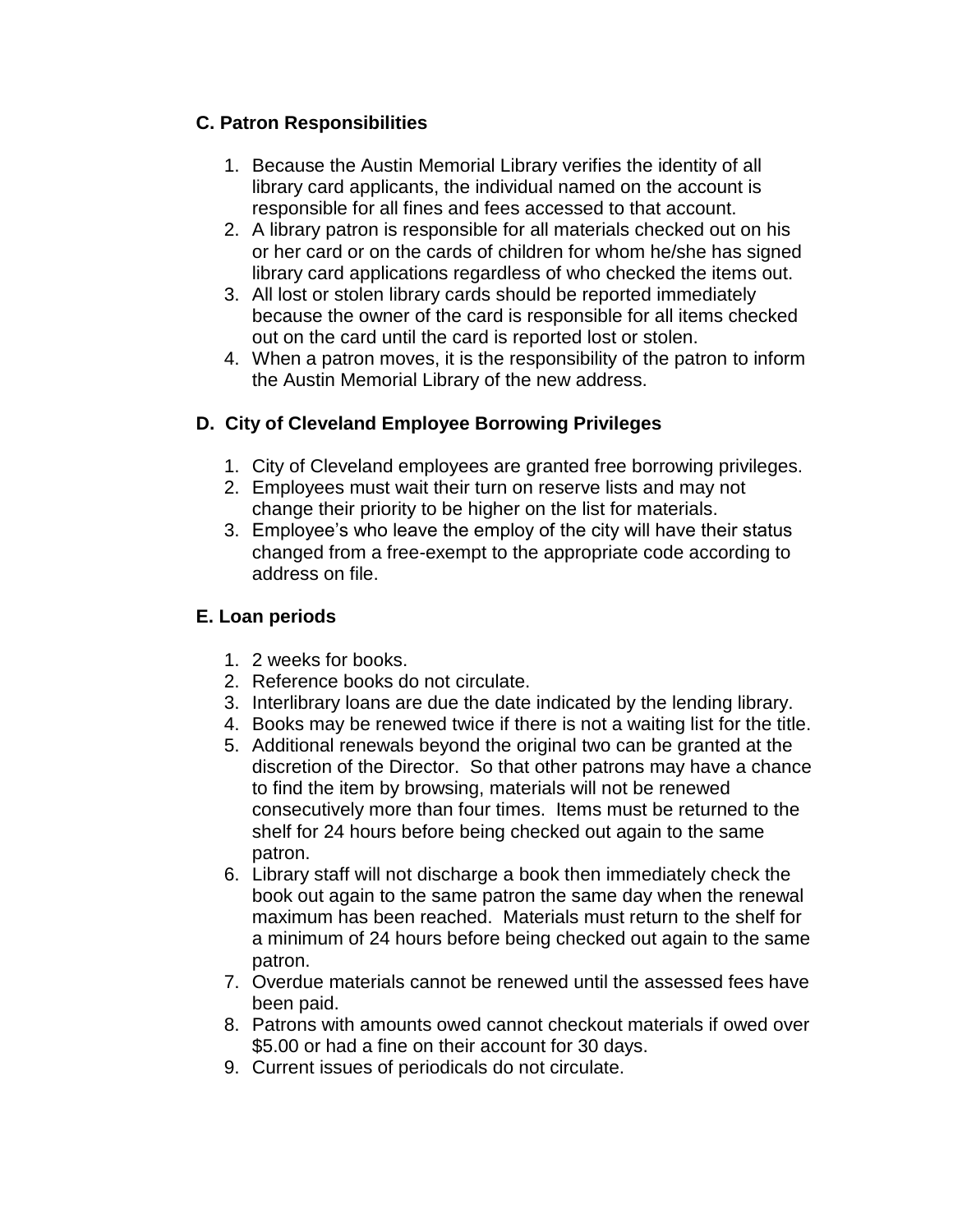### C. Patron Responsibilities

1. Because the Austin Memorial Library verifies the identity of all library card applicants, the individual named on the account is responsible for all fines and fees accessed to that account.
2. A library patron is responsible for all materials checked out on his or her card or on the cards of children for whom he/she has signed library card applications regardless of who checked the items out.
3. All lost or stolen library cards should be reported immediately because the owner of the card is responsible for all items checked out on the card until the card is reported lost or stolen.
4. When a patron moves, it is the responsibility of the patron to inform the Austin Memorial Library of the new address.

### D. City of Cleveland Employee Borrowing Privileges

1. City of Cleveland employees are granted free borrowing privileges.
2. Employees must wait their turn on reserve lists and may not change their priority to be higher on the list for materials.
3. Employee's who leave the employ of the city will have their status changed from a free-exempt to the appropriate code according to address on file.

### E. Loan periods

1. 2 weeks for books.
2. Reference books do not circulate.
3. Interlibrary loans are due the date indicated by the lending library.
4. Books may be renewed twice if there is not a waiting list for the title.
5. Additional renewals beyond the original two can be granted at the discretion of the Director. So that other patrons may have a chance to find the item by browsing, materials will not be renewed consecutively more than four times. Items must be returned to the shelf for 24 hours before being checked out again to the same patron.
6. Library staff will not discharge a book then immediately check the book out again to the same patron the same day when the renewal maximum has been reached. Materials must return to the shelf for a minimum of 24 hours before being checked out again to the same patron.
7. Overdue materials cannot be renewed until the assessed fees have been paid.
8. Patrons with amounts owed cannot checkout materials if owed over $5.00 or had a fine on their account for 30 days.
9. Current issues of periodicals do not circulate.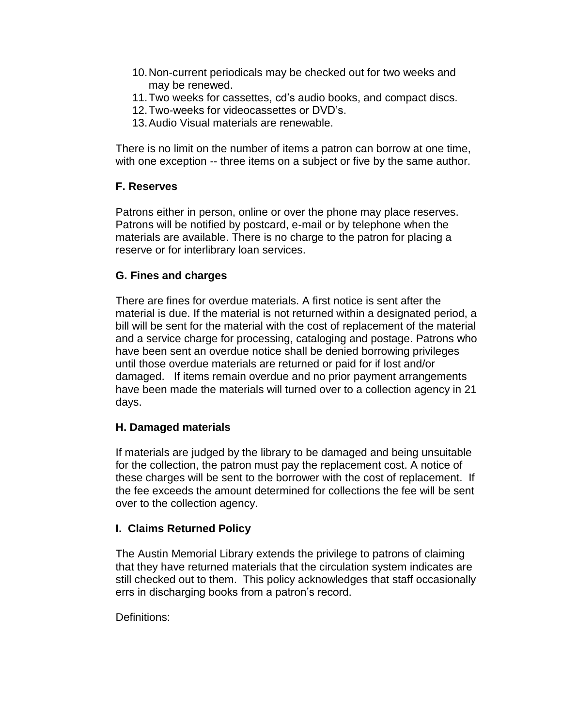10. Non-current periodicals may be checked out for two weeks and may be renewed.
11. Two weeks for cassettes, cd's audio books, and compact discs.
12. Two-weeks for videocassettes or DVD's.
13. Audio Visual materials are renewable.

There is no limit on the number of items a patron can borrow at one time, with one exception -- three items on a subject or five by the same author.

### F. Reserves

Patrons either in person, online or over the phone may place reserves. Patrons will be notified by postcard, e-mail or by telephone when the materials are available. There is no charge to the patron for placing a reserve or for interlibrary loan services.

### G. Fines and charges

There are fines for overdue materials. A first notice is sent after the material is due. If the material is not returned within a designated period, a bill will be sent for the material with the cost of replacement of the material and a service charge for processing, cataloging and postage. Patrons who have been sent an overdue notice shall be denied borrowing privileges until those overdue materials are returned or paid for if lost and/or damaged. If items remain overdue and no prior payment arrangements have been made the materials will turned over to a collection agency in 21 days.

### H. Damaged materials

If materials are judged by the library to be damaged and being unsuitable for the collection, the patron must pay the replacement cost. A notice of these charges will be sent to the borrower with the cost of replacement. If the fee exceeds the amount determined for collections the fee will be sent over to the collection agency.

### I. Claims Returned Policy

The Austin Memorial Library extends the privilege to patrons of claiming that they have returned materials that the circulation system indicates are still checked out to them. This policy acknowledges that staff occasionally errs in discharging books from a patron's record.

Definitions: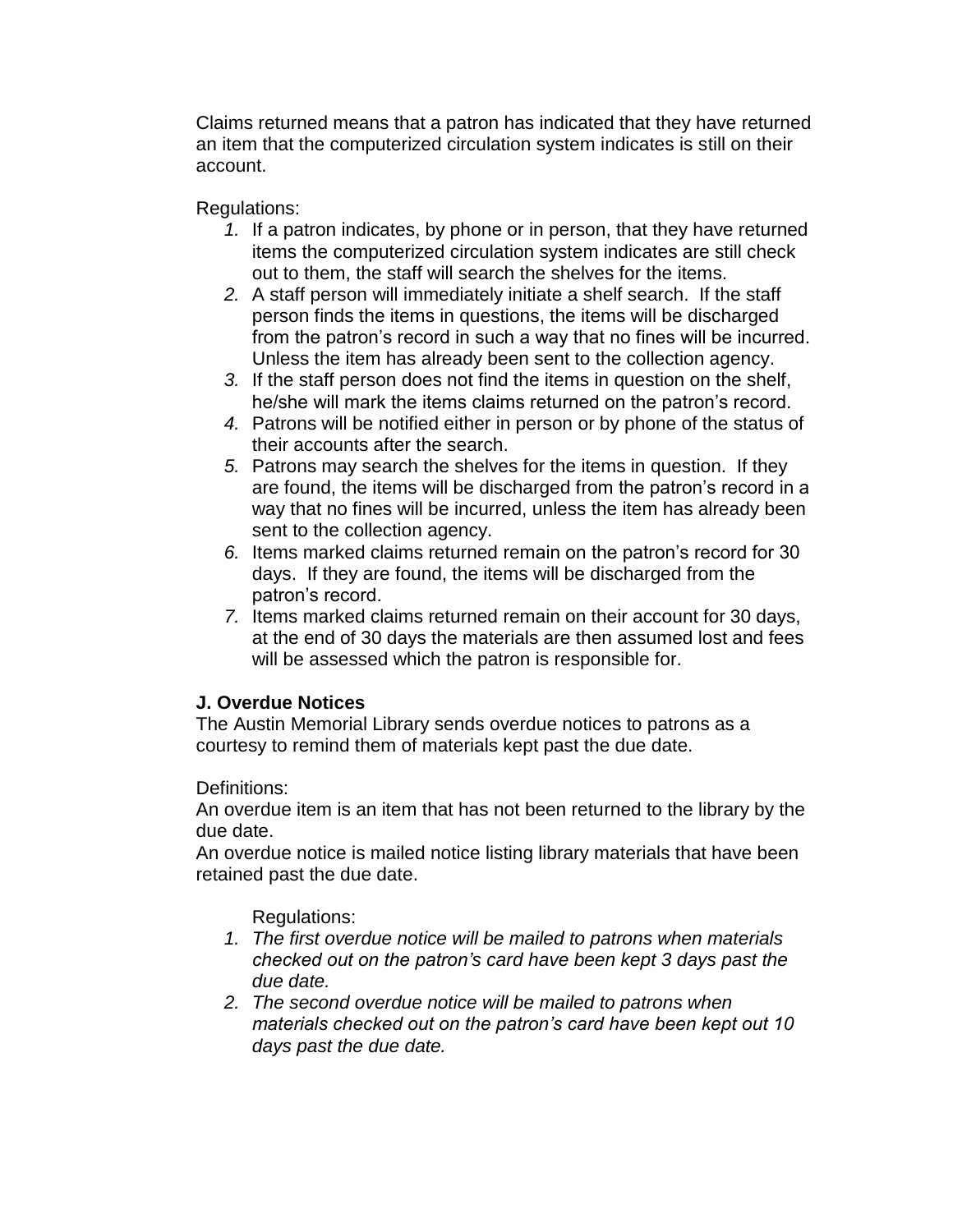Claims returned means that a patron has indicated that they have returned an item that the computerized circulation system indicates is still on their account.

Regulations:

1. If a patron indicates, by phone or in person, that they have returned items the computerized circulation system indicates are still check out to them, the staff will search the shelves for the items.
2. A staff person will immediately initiate a shelf search. If the staff person finds the items in questions, the items will be discharged from the patron's record in such a way that no fines will be incurred. Unless the item has already been sent to the collection agency.
3. If the staff person does not find the items in question on the shelf, he/she will mark the items claims returned on the patron's record.
4. Patrons will be notified either in person or by phone of the status of their accounts after the search.
5. Patrons may search the shelves for the items in question. If they are found, the items will be discharged from the patron's record in a way that no fines will be incurred, unless the item has already been sent to the collection agency.
6. Items marked claims returned remain on the patron's record for 30 days. If they are found, the items will be discharged from the patron's record.
7. Items marked claims returned remain on their account for 30 days, at the end of 30 days the materials are then assumed lost and fees will be assessed which the patron is responsible for.

**J. Overdue Notices**

The Austin Memorial Library sends overdue notices to patrons as a courtesy to remind them of materials kept past the due date.

Definitions:

An overdue item is an item that has not been returned to the library by the due date.

An overdue notice is mailed notice listing library materials that have been retained past the due date.

Regulations:

1. *The first overdue notice will be mailed to patrons when materials checked out on the patron's card have been kept 3 days past the due date.*
2. *The second overdue notice will be mailed to patrons when materials checked out on the patron's card have been kept out 10 days past the due date.*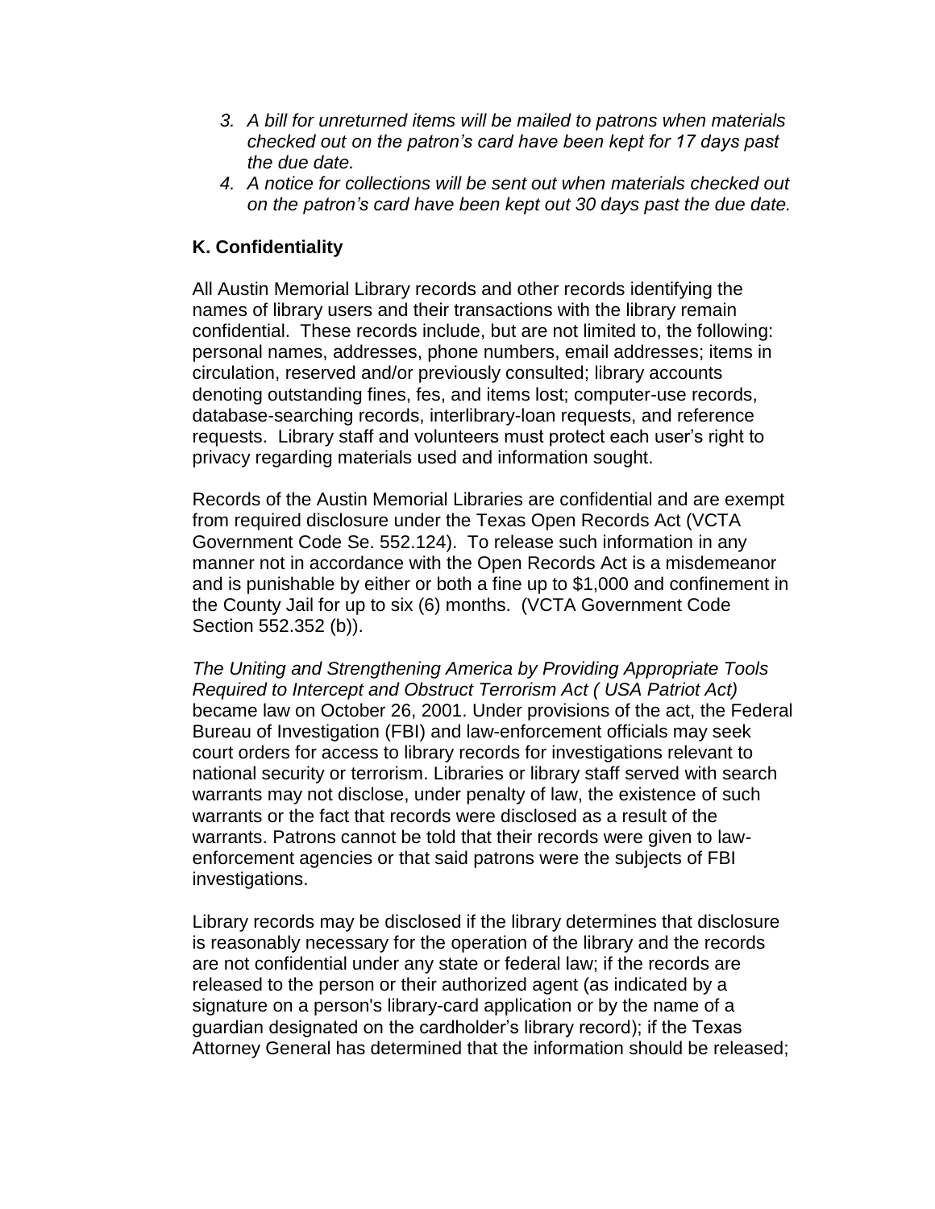3. *A bill for unreturned items will be mailed to patrons when materials checked out on the patron's card have been kept for 17 days past the due date.*
4. *A notice for collections will be sent out when materials checked out on the patron's card have been kept out 30 days past the due date.*

**K. Confidentiality**

All Austin Memorial Library records and other records identifying the names of library users and their transactions with the library remain confidential. These records include, but are not limited to, the following: personal names, addresses, phone numbers, email addresses; items in circulation, reserved and/or previously consulted; library accounts denoting outstanding fines, fes, and items lost; computer-use records, database-searching records, interlibrary-loan requests, and reference requests. Library staff and volunteers must protect each user's right to privacy regarding materials used and information sought.

Records of the Austin Memorial Libraries are confidential and are exempt from required disclosure under the Texas Open Records Act (VCTA Government Code Se. 552.124). To release such information in any manner not in accordance with the Open Records Act is a misdemeanor and is punishable by either or both a fine up to $1,000 and confinement in the County Jail for up to six (6) months. (VCTA Government Code Section 552.352 (b)).

*The Uniting and Strengthening America by Providing Appropriate Tools Required to Intercept and Obstruct Terrorism Act ( USA Patriot Act)* became law on October 26, 2001. Under provisions of the act, the Federal Bureau of Investigation (FBI) and law-enforcement officials may seek court orders for access to library records for investigations relevant to national security or terrorism. Libraries or library staff served with search warrants may not disclose, under penalty of law, the existence of such warrants or the fact that records were disclosed as a result of the warrants. Patrons cannot be told that their records were given to law-enforcement agencies or that said patrons were the subjects of FBI investigations.

Library records may be disclosed if the library determines that disclosure is reasonably necessary for the operation of the library and the records are not confidential under any state or federal law; if the records are released to the person or their authorized agent (as indicated by a signature on a person's library-card application or by the name of a guardian designated on the cardholder's library record); if the Texas Attorney General has determined that the information should be released;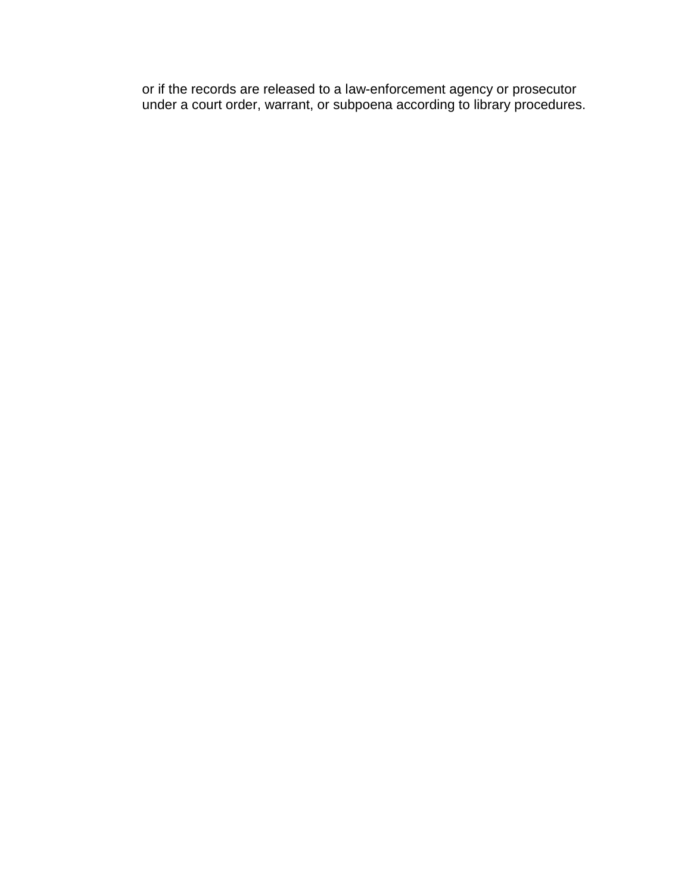or if the records are released to a law-enforcement agency or prosecutor under a court order, warrant, or subpoena according to library procedures.